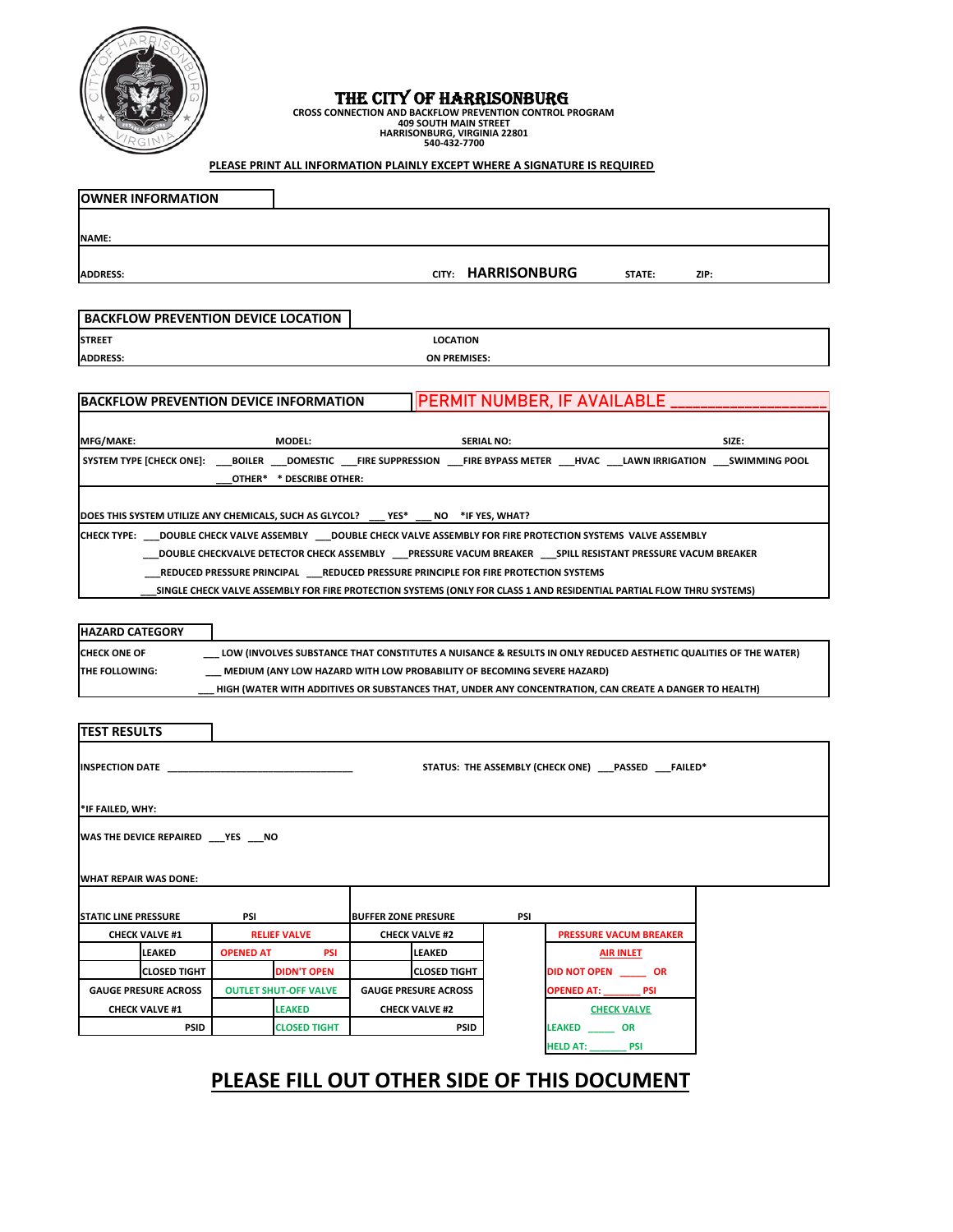# THE CITY OF HARRISONBURG

**CROSS CONNECTION AND BACKFLOW PREVENTION CONTROL PROGRAM**
**409 SOUTH MAIN STREET**
**HARRISONBURG, VIRGINIA 22801**
**540-432-7700**

**PLEASE PRINT ALL INFORMATION PLAINLY EXCEPT WHERE A SIGNATURE IS REQUIRED**

## OWNER INFORMATION

NAME:

ADDRESS: CITY: **HARRISONBURG** STATE: ZIP:

## BACKFLOW PREVENTION DEVICE LOCATION

STREET ADDRESS: LOCATION ON PREMISES:

## BACKFLOW PREVENTION DEVICE INFORMATION

PERMIT NUMBER, IF AVAILABLE ____________________

MFG/MAKE: MODEL: SERIAL NO: SIZE:

SYSTEM TYPE [CHECK ONE]: ___BOILER ___DOMESTIC ___FIRE SUPPRESSION ___FIRE BYPASS METER ___HVAC ___LAWN IRRIGATION ___SWIMMING POOL ___OTHER* * DESCRIBE OTHER:

DOES THIS SYSTEM UTILIZE ANY CHEMICALS, SUCH AS GLYCOL? ___ YES* ___ NO *IF YES, WHAT?

CHECK TYPE: ___DOUBLE CHECK VALVE ASSEMBLY ___DOUBLE CHECK VALVE ASSEMBLY FOR FIRE PROTECTION SYSTEMS VALVE ASSEMBLY
___DOUBLE CHECKVALVE DETECTOR CHECK ASSEMBLY ___PRESSURE VACUM BREAKER ___SPILL RESISTANT PRESSURE VACUM BREAKER
___REDUCED PRESSURE PRINCIPAL ___REDUCED PRESSURE PRINCIPLE FOR FIRE PROTECTION SYSTEMS
___SINGLE CHECK VALVE ASSEMBLY FOR FIRE PROTECTION SYSTEMS (ONLY FOR CLASS 1 AND RESIDENTIAL PARTIAL FLOW THRU SYSTEMS)

## HAZARD CATEGORY

CHECK ONE OF THE FOLLOWING:
___ LOW (INVOLVES SUBSTANCE THAT CONSTITUTES A NUISANCE & RESULTS IN ONLY REDUCED AESTHETIC QUALITIES OF THE WATER)
___ MEDIUM (ANY LOW HAZARD WITH LOW PROBABILITY OF BECOMING SEVERE HAZARD)
___ HIGH (WATER WITH ADDITIVES OR SUBSTANCES THAT, UNDER ANY CONCENTRATION, CAN CREATE A DANGER TO HEALTH)

## TEST RESULTS

INSPECTION DATE ________________________________ STATUS: THE ASSEMBLY (CHECK ONE) ___PASSED ___FAILED*

*IF FAILED, WHY:

WAS THE DEVICE REPAIRED ___YES ___NO

WHAT REPAIR WAS DONE:

| STATIC LINE PRESSURE | PSI | | | BUFFER ZONE PRESURE | PSI | | |
|---|---|---|---|---|---|---|---|
| CHECK VALVE #1 | | RELIEF VALVE | | CHECK VALVE #2 | | | PRESSURE VACUM BREAKER |
| | LEAKED | OPENED AT | PSI | | LEAKED | | AIR INLET |
| | CLOSED TIGHT | | DIDN'T OPEN | | CLOSED TIGHT | | DID NOT OPEN _____ OR |
| GAUGE PRESURE ACROSS | | OUTLET SHUT-OFF VALVE | | GAUGE PRESURE ACROSS | | | OPENED AT: _______ PSI |
| CHECK VALVE #1 | | | LEAKED | CHECK VALVE #2 | | | CHECK VALVE |
| | PSID | | CLOSED TIGHT | | PSID | | LEAKED _____ OR |
| | | | | | | | HELD AT: _______ PSI |

# PLEASE FILL OUT OTHER SIDE OF THIS DOCUMENT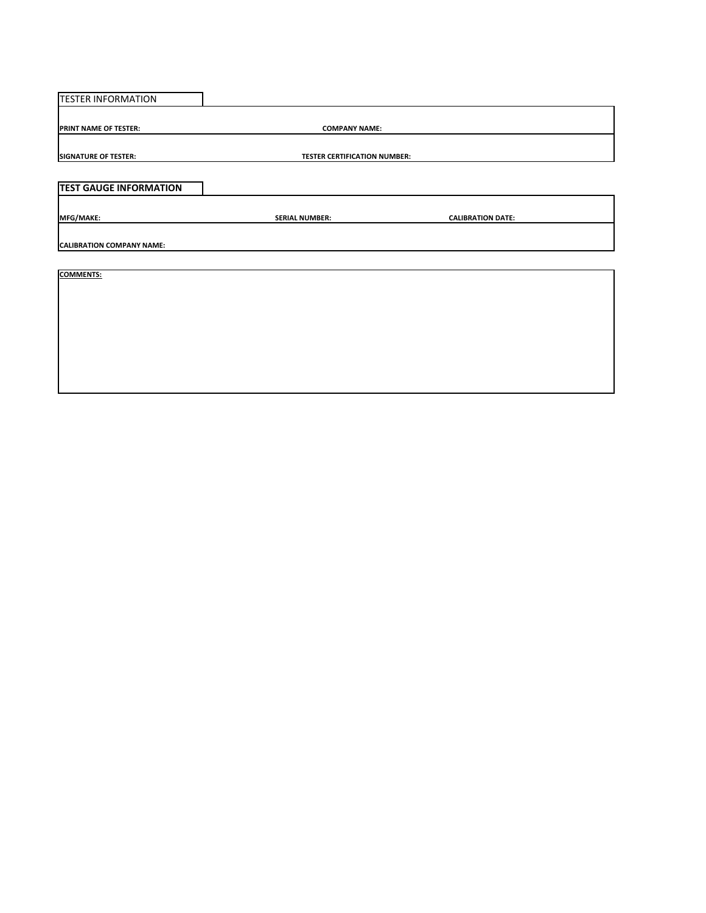## TESTER INFORMATION

| | |
|---|---|
| **PRINT NAME OF TESTER:** | **COMPANY NAME:** |
| **SIGNATURE OF TESTER:** | **TESTER CERTIFICATION NUMBER:** |

## TEST GAUGE INFORMATION

| | | |
|---|---|---|
| **MFG/MAKE:** | **SERIAL NUMBER:** | **CALIBRATION DATE:** |
| **CALIBRATION COMPANY NAME:** | | |

**COMMENTS:**